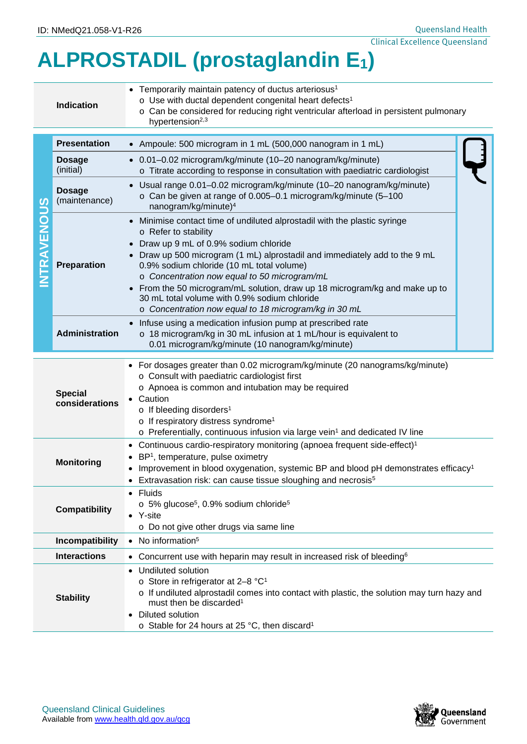ID: NMedQ21.058-V1-R26

# ALPROSTADIL (prostaglandin $E_1$)

| | |
|---|---|
| **Indication** | • Temporarily maintain patency of ductus arteriosus[1]<br>o Use with ductal dependent congenital heart defects[1]<br>o Can be considered for reducing right ventricular afterload in persistent pulmonary hypertension[2,3] |

**INTRAVENOUS**

| | |
|---|---|
| **Presentation** | • Ampoule: 500 microgram in 1 mL (500,000 nanogram in 1 mL) |
| **Dosage** (initial) | • 0.01–0.02 microgram/kg/minute (10–20 nanogram/kg/minute)<br>o Titrate according to response in consultation with paediatric cardiologist |
| **Dosage** (maintenance) | • Usual range 0.01–0.02 microgram/kg/minute (10–20 nanogram/kg/minute)<br>o Can be given at range of 0.005–0.1 microgram/kg/minute (5–100 nanogram/kg/minute)[4] |
| **Preparation** | • Minimise contact time of undiluted alprostadil with the plastic syringe<br>o Refer to stability<br>• Draw up 9 mL of 0.9% sodium chloride<br>• Draw up 500 microgram (1 mL) alprostadil and immediately add to the 9 mL 0.9% sodium chloride (10 mL total volume)<br>o *Concentration now equal to 50 microgram/mL*<br>• From the 50 microgram/mL solution, draw up 18 microgram/kg and make up to 30 mL total volume with 0.9% sodium chloride<br>o *Concentration now equal to 18 microgram/kg in 30 mL* |
| **Administration** | • Infuse using a medication infusion pump at prescribed rate<br>o 18 microgram/kg in 30 mL infusion at 1 mL/hour is equivalent to 0.01 microgram/kg/minute (10 nanogram/kg/minute) |

| | |
|---|---|
| **Special considerations** | • For dosages greater than 0.02 microgram/kg/minute (20 nanograms/kg/minute)<br>o Consult with paediatric cardiologist first<br>o Apnoea is common and intubation may be required<br>• Caution<br>o If bleeding disorders[1]<br>o If respiratory distress syndrome[1]<br>o Preferentially, continuous infusion via large vein[1] and dedicated IV line |
| **Monitoring** | • Continuous cardio-respiratory monitoring (apnoea frequent side-effect)[1]<br>• BP[1], temperature, pulse oximetry<br>• Improvement in blood oxygenation, systemic BP and blood pH demonstrates efficacy[1]<br>• Extravasation risk: can cause tissue sloughing and necrosis[5] |
| **Compatibility** | • Fluids<br>o 5% glucose[5], 0.9% sodium chloride[5]<br>• Y-site<br>o Do not give other drugs via same line |
| **Incompatibility** | • No information[5] |
| **Interactions** | • Concurrent use with heparin may result in increased risk of bleeding[6] |
| **Stability** | • Undiluted solution<br>o Store in refrigerator at 2–8 °C[1]<br>o If undiluted alprostadil comes into contact with plastic, the solution may turn hazy and must then be discarded[1]<br>• Diluted solution<br>o Stable for 24 hours at 25 °C, then discard[1] |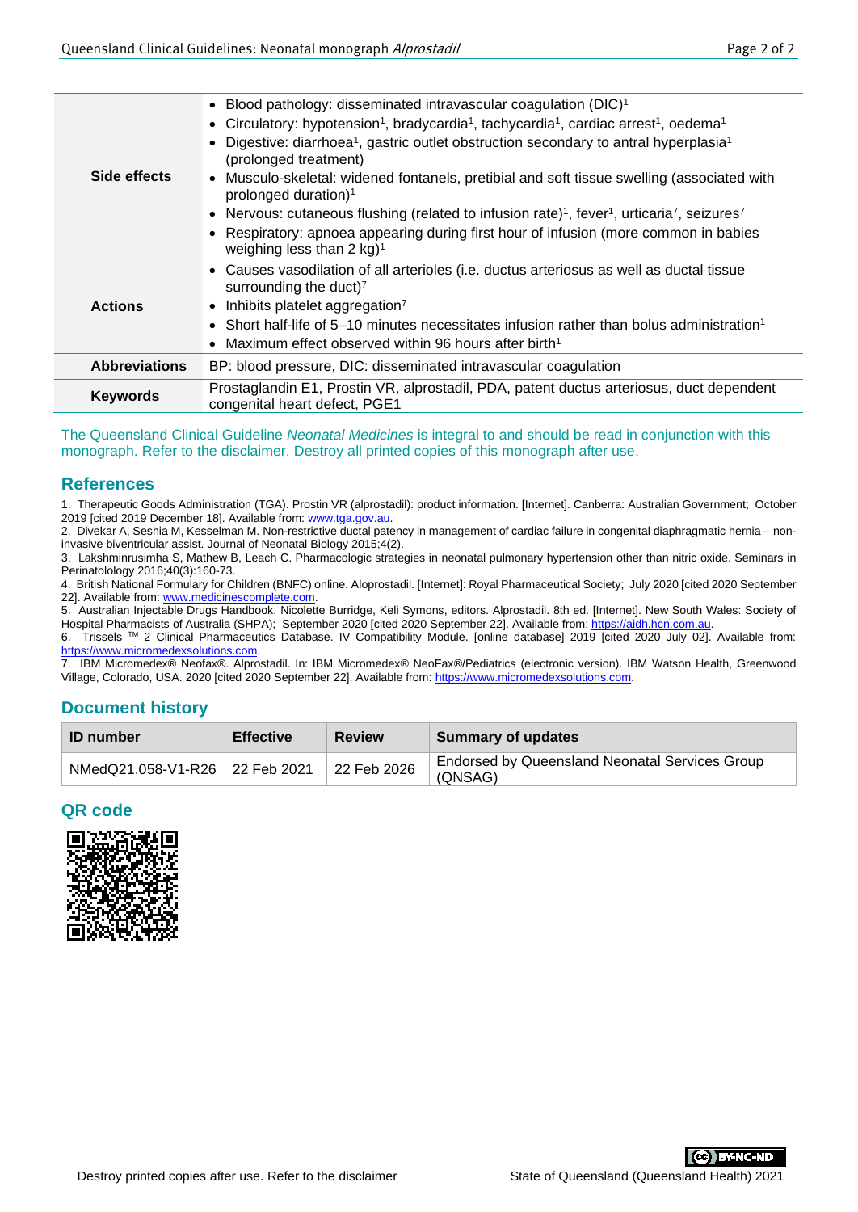| | |
|---|---|
| **Side effects** | • Blood pathology: disseminated intravascular coagulation (DIC)[1]<br>• Circulatory: hypotension[1], bradycardia[1], tachycardia[1], cardiac arrest[1], oedema[1]<br>• Digestive: diarrhoea[1], gastric outlet obstruction secondary to antral hyperplasia[1] (prolonged treatment)<br>• Musculo-skeletal: widened fontanels, pretibial and soft tissue swelling (associated with prolonged duration)[1]<br>• Nervous: cutaneous flushing (related to infusion rate)[1], fever[1], urticaria[7], seizures[7]<br>• Respiratory: apnoea appearing during first hour of infusion (more common in babies weighing less than 2 kg)[1] |
| **Actions** | • Causes vasodilation of all arterioles (i.e. ductus arteriosus as well as ductal tissue surrounding the duct)[7]<br>• Inhibits platelet aggregation[7]<br>• Short half-life of 5–10 minutes necessitates infusion rather than bolus administration[1]<br>• Maximum effect observed within 96 hours after birth[1] |
| **Abbreviations** | BP: blood pressure, DIC: disseminated intravascular coagulation |
| **Keywords** | Prostaglandin E1, Prostin VR, alprostadil, PDA, patent ductus arteriosus, duct dependent congenital heart defect, PGE1 |

The Queensland Clinical Guideline *Neonatal Medicines* is integral to and should be read in conjunction with this monograph. Refer to the disclaimer. Destroy all printed copies of this monograph after use.

## References

1. Therapeutic Goods Administration (TGA). Prostin VR (alprostadil): product information. [Internet]. Canberra: Australian Government; October 2019 [cited 2019 December 18]. Available from: www.tga.gov.au.
2. Divekar A, Seshia M, Kesselman M. Non-restrictive ductal patency in management of cardiac failure in congenital diaphragmatic hernia – non-invasive biventricular assist. Journal of Neonatal Biology 2015;4(2).
3. Lakshminrusimha S, Mathew B, Leach C. Pharmacologic strategies in neonatal pulmonary hypertension other than nitric oxide. Seminars in Perinatolology 2016;40(3):160-73.
4. British National Formulary for Children (BNFC) online. Aloprostadil. [Internet]: Royal Pharmaceutical Society; July 2020 [cited 2020 September 22]. Available from: www.medicinescomplete.com.
5. Australian Injectable Drugs Handbook. Nicolette Burridge, Keli Symons, editors. Alprostadil. 8th ed. [Internet]. New South Wales: Society of Hospital Pharmacists of Australia (SHPA); September 2020 [cited 2020 September 22]. Available from: https://aidh.hcn.com.au.
6. Trissels ™ 2 Clinical Pharmaceutics Database. IV Compatibility Module. [online database] 2019 [cited 2020 July 02]. Available from: https://www.micromedexsolutions.com.
7. IBM Micromedex® Neofax®. Alprostadil. In: IBM Micromedex® NeoFax®/Pediatrics (electronic version). IBM Watson Health, Greenwood Village, Colorado, USA. 2020 [cited 2020 September 22]. Available from: https://www.micromedexsolutions.com.

## Document history

| ID number | Effective | Review | Summary of updates |
|---|---|---|---|
| NMedQ21.058-V1-R26 | 22 Feb 2021 | 22 Feb 2026 | Endorsed by Queensland Neonatal Services Group (QNSAG) |

## QR code

Destroy printed copies after use. Refer to the disclaimer

State of Queensland (Queensland Health) 2021